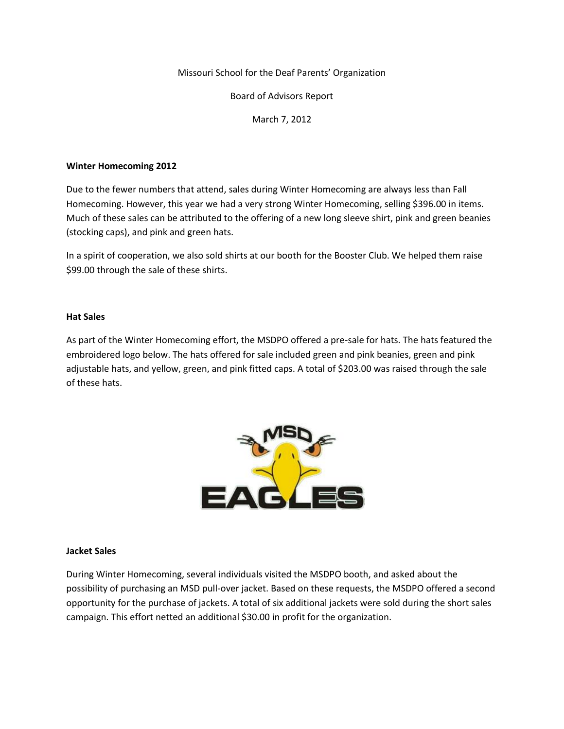Missouri School for the Deaf Parents' Organization

Board of Advisors Report

March 7, 2012

**Winter Homecoming 2012**

Due to the fewer numbers that attend, sales during Winter Homecoming are always less than Fall Homecoming. However, this year we had a very strong Winter Homecoming, selling $396.00 in items. Much of these sales can be attributed to the offering of a new long sleeve shirt, pink and green beanies (stocking caps), and pink and green hats.

In a spirit of cooperation, we also sold shirts at our booth for the Booster Club. We helped them raise $99.00 through the sale of these shirts.

**Hat Sales**

As part of the Winter Homecoming effort, the MSDPO offered a pre-sale for hats. The hats featured the embroidered logo below. The hats offered for sale included green and pink beanies, green and pink adjustable hats, and yellow, green, and pink fitted caps. A total of $203.00 was raised through the sale of these hats.

**Jacket Sales**

During Winter Homecoming, several individuals visited the MSDPO booth, and asked about the possibility of purchasing an MSD pull-over jacket. Based on these requests, the MSDPO offered a second opportunity for the purchase of jackets. A total of six additional jackets were sold during the short sales campaign. This effort netted an additional $30.00 in profit for the organization.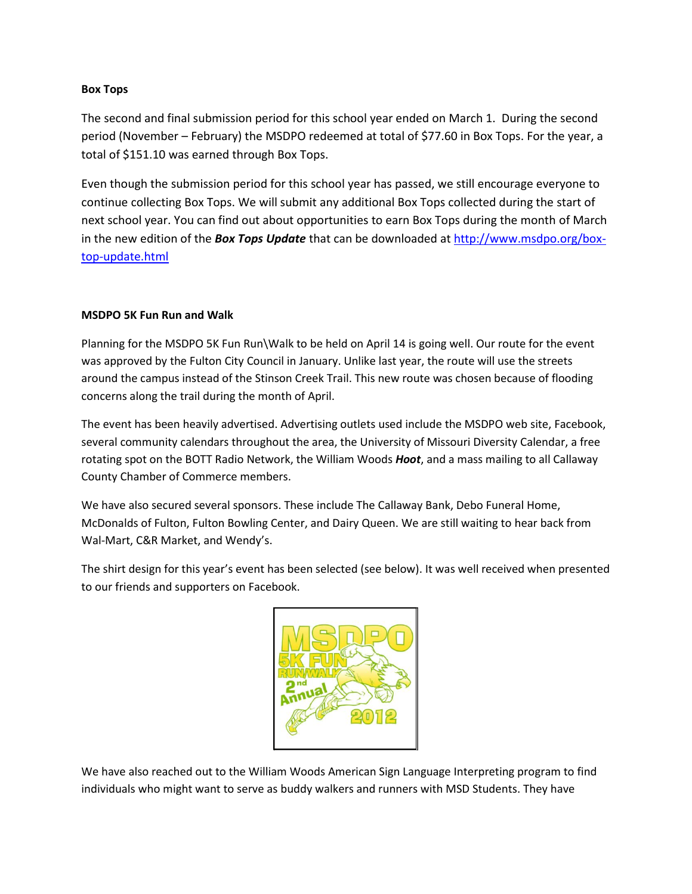**Box Tops**

The second and final submission period for this school year ended on March 1. During the second period (November – February) the MSDPO redeemed at total of $77.60 in Box Tops. For the year, a total of $151.10 was earned through Box Tops.

Even though the submission period for this school year has passed, we still encourage everyone to continue collecting Box Tops. We will submit any additional Box Tops collected during the start of next school year. You can find out about opportunities to earn Box Tops during the month of March in the new edition of the ***Box Tops Update*** that can be downloaded at http://www.msdpo.org/box-top-update.html

**MSDPO 5K Fun Run and Walk**

Planning for the MSDPO 5K Fun Run\Walk to be held on April 14 is going well. Our route for the event was approved by the Fulton City Council in January. Unlike last year, the route will use the streets around the campus instead of the Stinson Creek Trail. This new route was chosen because of flooding concerns along the trail during the month of April.

The event has been heavily advertised. Advertising outlets used include the MSDPO web site, Facebook, several community calendars throughout the area, the University of Missouri Diversity Calendar, a free rotating spot on the BOTT Radio Network, the William Woods ***Hoot***, and a mass mailing to all Callaway County Chamber of Commerce members.

We have also secured several sponsors. These include The Callaway Bank, Debo Funeral Home, McDonalds of Fulton, Fulton Bowling Center, and Dairy Queen. We are still waiting to hear back from Wal-Mart, C&R Market, and Wendy's.

The shirt design for this year's event has been selected (see below). It was well received when presented to our friends and supporters on Facebook.

We have also reached out to the William Woods American Sign Language Interpreting program to find individuals who might want to serve as buddy walkers and runners with MSD Students. They have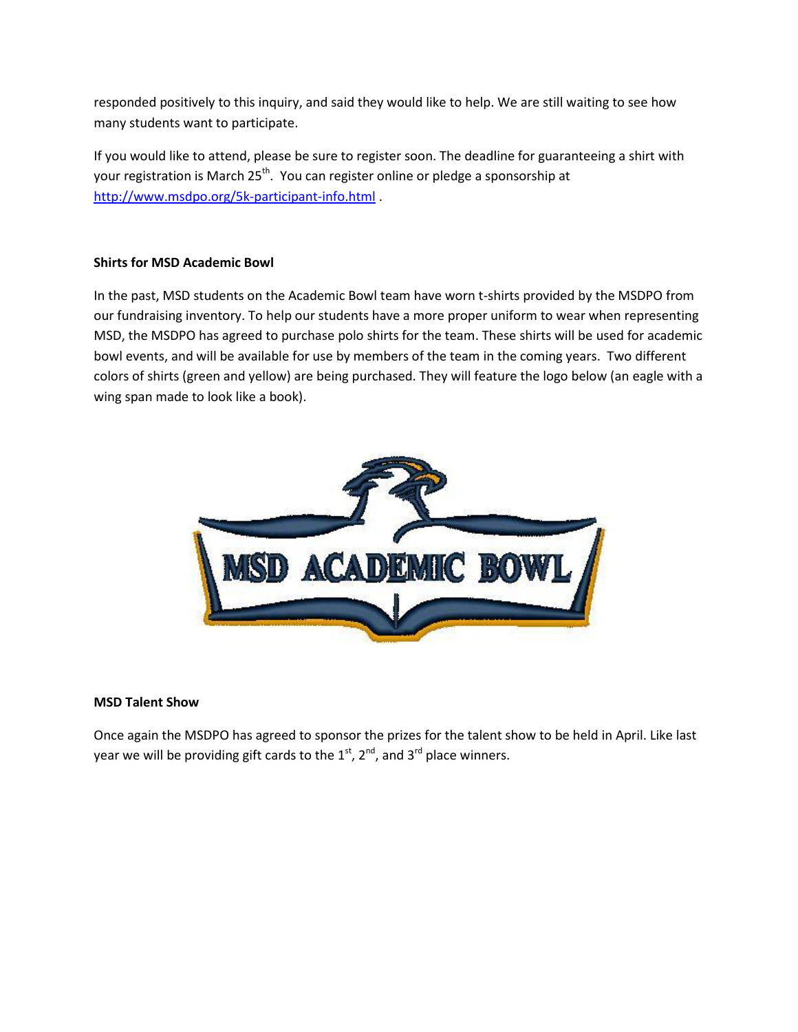responded positively to this inquiry, and said they would like to help. We are still waiting to see how many students want to participate.

If you would like to attend, please be sure to register soon. The deadline for guaranteeing a shirt with your registration is March 25th. You can register online or pledge a sponsorship at http://www.msdpo.org/5k-participant-info.html .

**Shirts for MSD Academic Bowl**

In the past, MSD students on the Academic Bowl team have worn t-shirts provided by the MSDPO from our fundraising inventory. To help our students have a more proper uniform to wear when representing MSD, the MSDPO has agreed to purchase polo shirts for the team. These shirts will be used for academic bowl events, and will be available for use by members of the team in the coming years. Two different colors of shirts (green and yellow) are being purchased. They will feature the logo below (an eagle with a wing span made to look like a book).

**MSD Talent Show**

Once again the MSDPO has agreed to sponsor the prizes for the talent show to be held in April. Like last year we will be providing gift cards to the 1st, 2nd, and 3rd place winners.